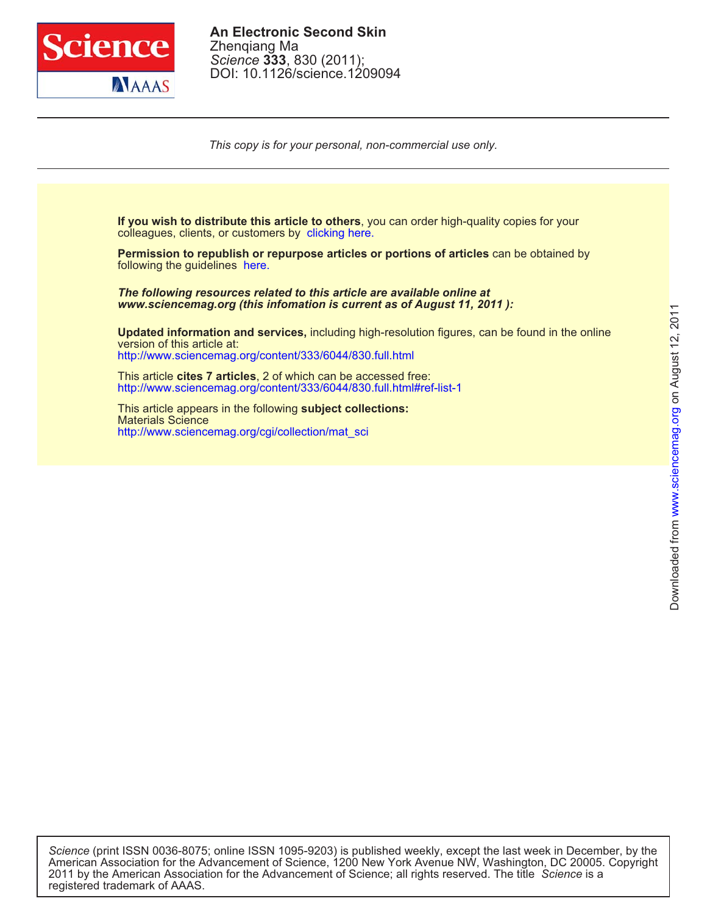**An Electronic Second Skin**
Zhenqiang Ma
*Science* **333**, 830 (2011);
DOI: 10.1126/science.1209094

*This copy is for your personal, non-commercial use only.*

**If you wish to distribute this article to others**, you can order high-quality copies for your colleagues, clients, or customers by clicking here.

**Permission to republish or repurpose articles or portions of articles** can be obtained by following the guidelines here.

***The following resources related to this article are available online at www.sciencemag.org (this infomation is current as of August 11, 2011 ):***

**Updated information and services,** including high-resolution figures, can be found in the online version of this article at:
http://www.sciencemag.org/content/333/6044/830.full.html

This article **cites 7 articles**, 2 of which can be accessed free:
http://www.sciencemag.org/content/333/6044/830.full.html#ref-list-1

This article appears in the following **subject collections:**
Materials Science
http://www.sciencemag.org/cgi/collection/mat_sci

*Science* (print ISSN 0036-8075; online ISSN 1095-9203) is published weekly, except the last week in December, by the American Association for the Advancement of Science, 1200 New York Avenue NW, Washington, DC 20005. Copyright 2011 by the American Association for the Advancement of Science; all rights reserved. The title *Science* is a registered trademark of AAAS.

Downloaded from www.sciencemag.org on August 12, 2011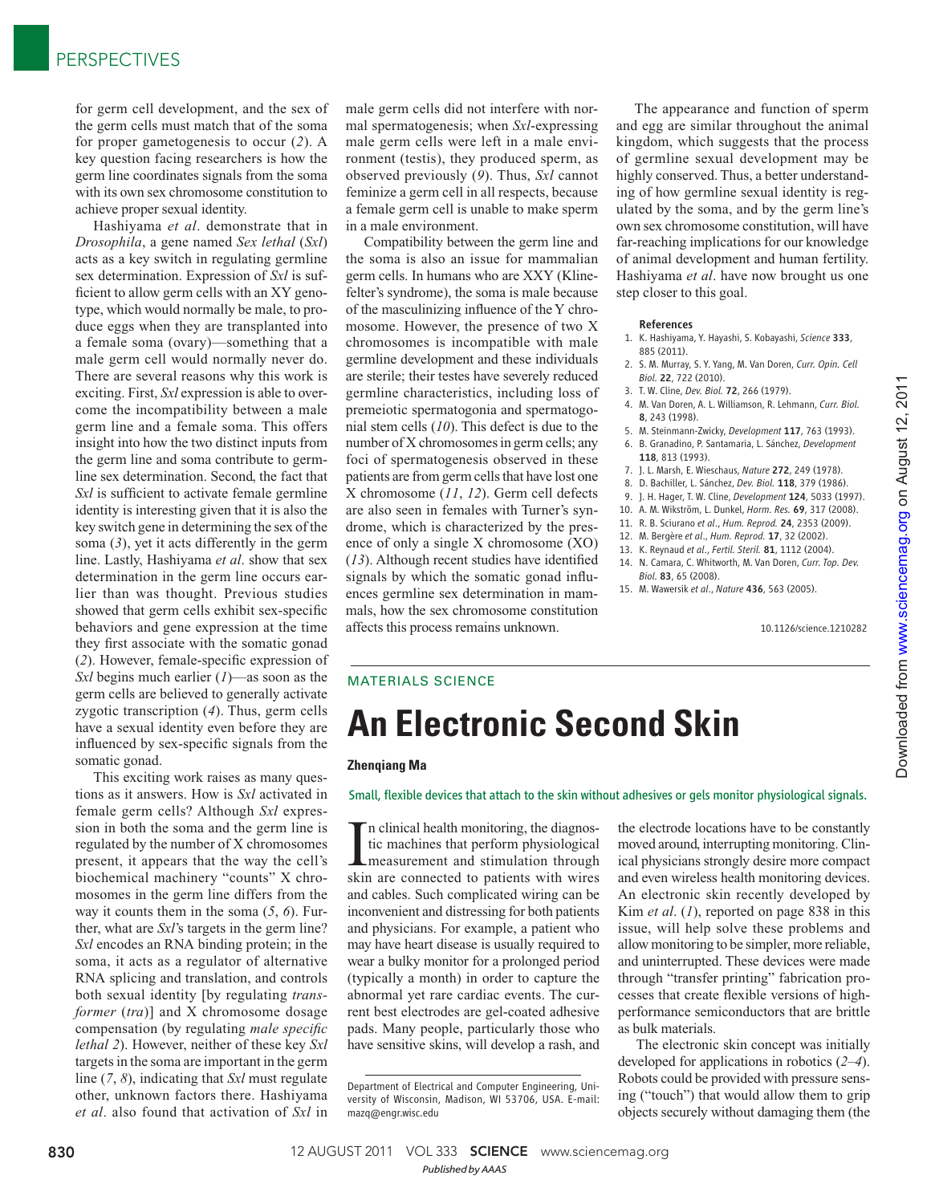for germ cell development, and the sex of the germ cells must match that of the soma for proper gametogenesis to occur (*2*). A key question facing researchers is how the germ line coordinates signals from the soma with its own sex chromosome constitution to achieve proper sexual identity.

Hashiyama *et al*. demonstrate that in *Drosophila*, a gene named *Sex lethal* (*Sxl*) acts as a key switch in regulating germline sex determination. Expression of *Sxl* is sufficient to allow germ cells with an XY genotype, which would normally be male, to produce eggs when they are transplanted into a female soma (ovary)—something that a male germ cell would normally never do. There are several reasons why this work is exciting. First, *Sxl* expression is able to overcome the incompatibility between a male germ line and a female soma. This offers insight into how the two distinct inputs from the germ line and soma contribute to germline sex determination. Second, the fact that *Sxl* is sufficient to activate female germline identity is interesting given that it is also the key switch gene in determining the sex of the soma (*3*), yet it acts differently in the germ line. Lastly, Hashiyama *et al*. show that sex determination in the germ line occurs earlier than was thought. Previous studies showed that germ cells exhibit sex-specific behaviors and gene expression at the time they first associate with the somatic gonad (*2*). However, female-specific expression of *Sxl* begins much earlier (*1*)—as soon as the germ cells are believed to generally activate zygotic transcription (*4*). Thus, germ cells have a sexual identity even before they are influenced by sex-specific signals from the somatic gonad.

This exciting work raises as many questions as it answers. How is *Sxl* activated in female germ cells? Although *Sxl* expression in both the soma and the germ line is regulated by the number of X chromosomes present, it appears that the way the cell's biochemical machinery "counts" X chromosomes in the germ line differs from the way it counts them in the soma (*5*, *6*). Further, what are *Sxl*'s targets in the germ line? *Sxl* encodes an RNA binding protein; in the soma, it acts as a regulator of alternative RNA splicing and translation, and controls both sexual identity [by regulating *transformer* (*tra*)] and X chromosome dosage compensation (by regulating *male specific lethal 2*). However, neither of these key *Sxl* targets in the soma are important in the germ line (*7*, *8*), indicating that *Sxl* must regulate other, unknown factors there. Hashiyama *et al*. also found that activation of *Sxl* in male germ cells did not interfere with normal spermatogenesis; when *Sxl*-expressing male germ cells were left in a male environment (testis), they produced sperm, as observed previously (*9*). Thus, *Sxl* cannot feminize a germ cell in all respects, because a female germ cell is unable to make sperm in a male environment.

Compatibility between the germ line and the soma is also an issue for mammalian germ cells. In humans who are XXY (Klinefelter's syndrome), the soma is male because of the masculinizing influence of the Y chromosome. However, the presence of two X chromosomes is incompatible with male germline development and these individuals are sterile; their testes have severely reduced germline characteristics, including loss of premeiotic spermatogonia and spermatogonial stem cells (*10*). This defect is due to the number of X chromosomes in germ cells; any foci of spermatogenesis observed in these patients are from germ cells that have lost one X chromosome (*11*, *12*). Germ cell defects are also seen in females with Turner's syndrome, which is characterized by the presence of only a single X chromosome (XO) (*13*). Although recent studies have identified signals by which the somatic gonad influences germline sex determination in mammals, how the sex chromosome constitution affects this process remains unknown.

The appearance and function of sperm and egg are similar throughout the animal kingdom, which suggests that the process of germline sexual development may be highly conserved. Thus, a better understanding of how germline sexual identity is regulated by the soma, and by the germ line's own sex chromosome constitution, will have far-reaching implications for our knowledge of animal development and human fertility. Hashiyama *et al*. have now brought us one step closer to this goal.

#### References

1. K. Hashiyama, Y. Hayashi, S. Kobayashi, *Science* **333**, 885 (2011).
2. S. M. Murray, S. Y. Yang, M. Van Doren, *Curr. Opin. Cell Biol.* **22**, 722 (2010).
3. T. W. Cline, *Dev. Biol.* **72**, 266 (1979).
4. M. Van Doren, A. L. Williamson, R. Lehmann, *Curr. Biol.* **8**, 243 (1998).
5. M. Steinmann-Zwicky, *Development* **117**, 763 (1993).
6. B. Granadino, P. Santamaria, L. Sánchez, *Development* **118**, 813 (1993).
7. J. L. Marsh, E. Wieschaus, *Nature* **272**, 249 (1978).
8. D. Bachiller, L. Sánchez, *Dev. Biol.* **118**, 379 (1986).
9. J. H. Hager, T. W. Cline, *Development* **124**, 5033 (1997).
10. A. M. Wikström, L. Dunkel, *Horm. Res.* **69**, 317 (2008).
11. R. B. Sciurano *et al.*, *Hum. Reprod.* **24**, 2353 (2009).
12. M. Bergère *et al.*, *Hum. Reprod.* **17**, 32 (2002).
13. K. Reynaud *et al.*, *Fertil. Steril.* **81**, 1112 (2004).
14. N. Camara, C. Whitworth, M. Van Doren, *Curr. Top. Dev. Biol.* **83**, 65 (2008).
15. M. Wawersik *et al.*, *Nature* **436**, 563 (2005).

10.1126/science.1210282

MATERIALS SCIENCE

# An Electronic Second Skin

**Zhenqiang Ma**

Small, flexible devices that attach to the skin without adhesives or gels monitor physiological signals.

In clinical health monitoring, the diagnostic machines that perform physiological measurement and stimulation through skin are connected to patients with wires and cables. Such complicated wiring can be inconvenient and distressing for both patients and physicians. For example, a patient who may have heart disease is usually required to wear a bulky monitor for a prolonged period (typically a month) in order to capture the abnormal yet rare cardiac events. The current best electrodes are gel-coated adhesive pads. Many people, particularly those who have sensitive skins, will develop a rash, and the electrode locations have to be constantly moved around, interrupting monitoring. Clinical physicians strongly desire more compact and even wireless health monitoring devices. An electronic skin recently developed by Kim *et al*. (*1*), reported on page 838 in this issue, will help solve these problems and allow monitoring to be simpler, more reliable, and uninterrupted. These devices were made through "transfer printing" fabrication processes that create flexible versions of high-performance semiconductors that are brittle as bulk materials.

The electronic skin concept was initially developed for applications in robotics (*2*–*4*). Robots could be provided with pressure sensing ("touch") that would allow them to grip objects securely without damaging them (the

Department of Electrical and Computer Engineering, University of Wisconsin, Madison, WI 53706, USA. E-mail: mazq@engr.wisc.edu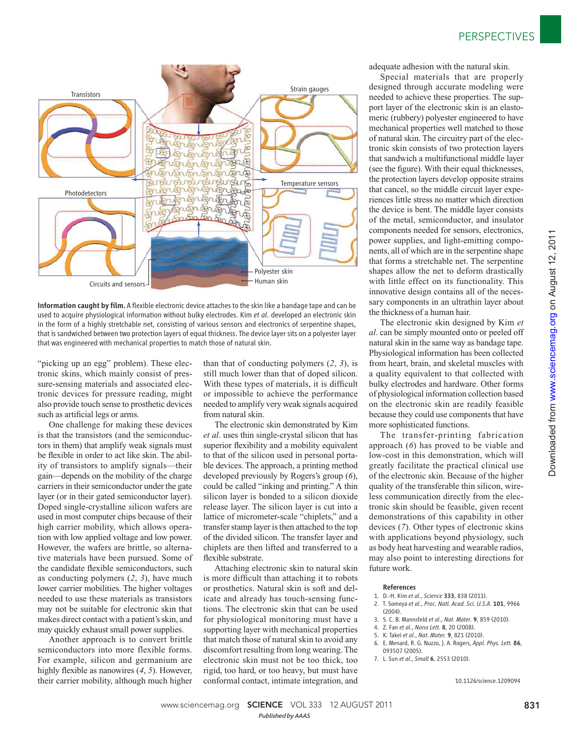Transistors

Strain gauges

Photodetectors

Temperature sensors

Circuits and sensors

Polyester skin

Human skin

**Information caught by film.** A flexible electronic device attaches to the skin like a bandage tape and can be used to acquire physiological information without bulky electrodes. Kim *et al*. developed an electronic skin in the form of a highly stretchable net, consisting of various sensors and electronics of serpentine shapes, that is sandwiched between two protection layers of equal thickness. The device layer sits on a polyester layer that was engineered with mechanical properties to match those of natural skin.

"picking up an egg" problem). These electronic skins, which mainly consist of pressure-sensing materials and associated electronic devices for pressure reading, might also provide touch sense to prosthetic devices such as artificial legs or arms.

One challenge for making these devices is that the transistors (and the semiconductors in them) that amplify weak signals must be flexible in order to act like skin. The ability of transistors to amplify signals—their gain—depends on the mobility of the charge carriers in their semiconductor under the gate layer (or in their gated semiconductor layer). Doped single-crystalline silicon wafers are used in most computer chips because of their high carrier mobility, which allows operation with low applied voltage and low power. However, the wafers are brittle, so alternative materials have been pursued. Some of the candidate flexible semiconductors, such as conducting polymers (*2*, *3*), have much lower carrier mobilities. The higher voltages needed to use these materials as transistors may not be suitable for electronic skin that makes direct contact with a patient's skin, and may quickly exhaust small power supplies.

Another approach is to convert brittle semiconductors into more flexible forms. For example, silicon and germanium are highly flexible as nanowires (*4*, *5*). However, their carrier mobility, although much higher than that of conducting polymers (*2*, *3*), is still much lower than that of doped silicon. With these types of materials, it is difficult or impossible to achieve the performance needed to amplify very weak signals acquired from natural skin.

The electronic skin demonstrated by Kim *et al*. uses thin single-crystal silicon that has superior flexibility and a mobility equivalent to that of the silicon used in personal portable devices. The approach, a printing method developed previously by Rogers's group (*6*), could be called "inking and printing." A thin silicon layer is bonded to a silicon dioxide release layer. The silicon layer is cut into a lattice of micrometer-scale "chiplets," and a transfer stamp layer is then attached to the top of the divided silicon. The transfer layer and chiplets are then lifted and transferred to a flexible substrate.

Attaching electronic skin to natural skin is more difficult than attaching it to robots or prosthetics. Natural skin is soft and delicate and already has touch-sensing functions. The electronic skin that can be used for physiological monitoring must have a supporting layer with mechanical properties that match those of natural skin to avoid any discomfort resulting from long wearing. The electronic skin must not be too thick, too rigid, too hard, or too heavy, but must have conformal contact, intimate integration, and adequate adhesion with the natural skin.

Special materials that are properly designed through accurate modeling were needed to achieve these properties. The support layer of the electronic skin is an elastomeric (rubbery) polyester engineered to have mechanical properties well matched to those of natural skin. The circuitry part of the electronic skin consists of two protection layers that sandwich a multifunctional middle layer (see the figure). With their equal thicknesses, the protection layers develop opposite strains that cancel, so the middle circuit layer experiences little stress no matter which direction the device is bent. The middle layer consists of the metal, semiconductor, and insulator components needed for sensors, electronics, power supplies, and light-emitting components, all of which are in the serpentine shape that forms a stretchable net. The serpentine shapes allow the net to deform drastically with little effect on its functionality. This innovative design contains all of the necessary components in an ultrathin layer about the thickness of a human hair.

The electronic skin designed by Kim *et al*. can be simply mounted onto or peeled off natural skin in the same way as bandage tape. Physiological information has been collected from heart, brain, and skeletal muscles with a quality equivalent to that collected with bulky electrodes and hardware. Other forms of physiological information collection based on the electronic skin are readily feasible because they could use components that have more sophisticated functions.

The transfer-printing fabrication approach (*6*) has proved to be viable and low-cost in this demonstration, which will greatly facilitate the practical clinical use of the electronic skin. Because of the higher quality of the transferable thin silicon, wireless communication directly from the electronic skin should be feasible, given recent demonstrations of this capability in other devices (*7*). Other types of electronic skins with applications beyond physiology, such as body heat harvesting and wearable radios, may also point to interesting directions for future work.

### References

1. D.-H. Kim *et al*., *Science* **333**, 838 (2011).
2. T. Someya *et al*., *Proc. Natl. Acad. Sci. U.S.A.* **101**, 9966 (2004).
3. S. C. B. Mannsfeld *et al*., *Nat. Mater.* **9**, 859 (2010).
4. Z. Fan *et al*., *Nano Lett.* **8**, 20 (2008).
5. K. Takei *et al*., *Nat. Mater.* **9**, 821 (2010).
6. E. Menard, R. G. Nuzzo, J. A. Rogers, *Appl. Phys. Lett.* **86**, 093507 (2005).
7. L. Sun *et al*., *Small* **6**, 2553 (2010).

10.1126/science.1209094